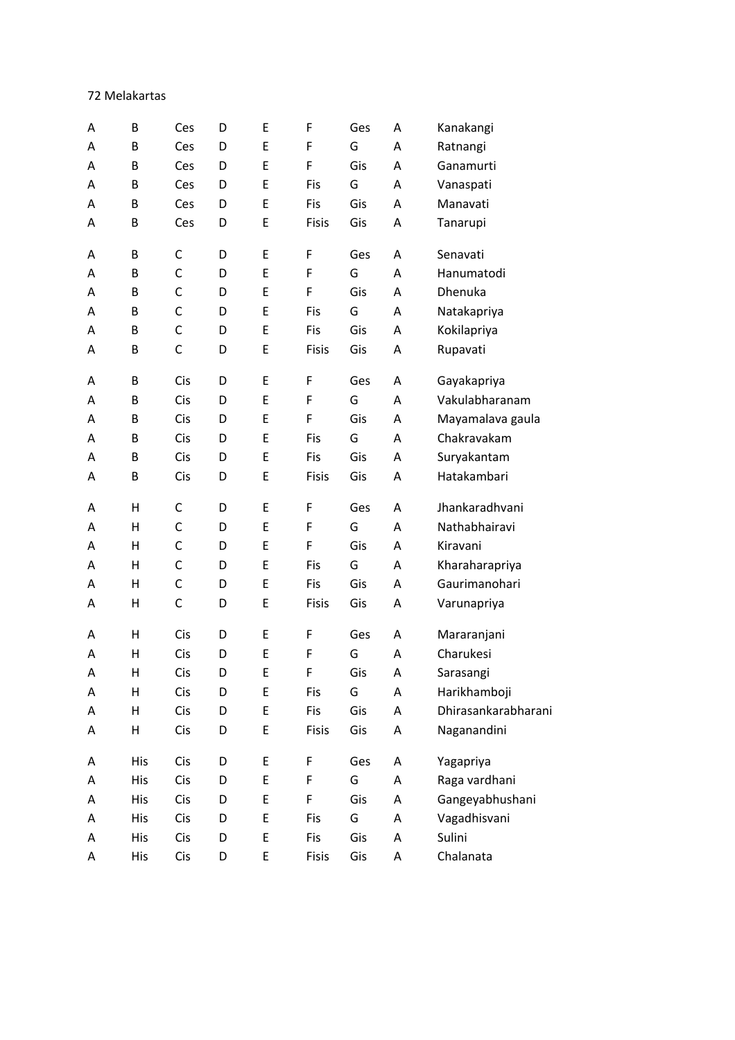72 Melakartas

| | | | | | | | | |
|---|---|---|---|---|---|---|---|---|
| A | B | Ces | D | E | F | Ges | A | Kanakangi |
| A | B | Ces | D | E | F | G | A | Ratnangi |
| A | B | Ces | D | E | F | Gis | A | Ganamurti |
| A | B | Ces | D | E | Fis | G | A | Vanaspati |
| A | B | Ces | D | E | Fis | Gis | A | Manavati |
| A | B | Ces | D | E | Fisis | Gis | A | Tanarupi |
| | | | | | | | | |
| A | B | C | D | E | F | Ges | A | Senavati |
| A | B | C | D | E | F | G | A | Hanumatodi |
| A | B | C | D | E | F | Gis | A | Dhenuka |
| A | B | C | D | E | Fis | G | A | Natakapriya |
| A | B | C | D | E | Fis | Gis | A | Kokilapriya |
| A | B | C | D | E | Fisis | Gis | A | Rupavati |
| | | | | | | | | |
| A | B | Cis | D | E | F | Ges | A | Gayakapriya |
| A | B | Cis | D | E | F | G | A | Vakulabharanam |
| A | B | Cis | D | E | F | Gis | A | Mayamalava gaula |
| A | B | Cis | D | E | Fis | G | A | Chakravakam |
| A | B | Cis | D | E | Fis | Gis | A | Suryakantam |
| A | B | Cis | D | E | Fisis | Gis | A | Hatakambari |
| | | | | | | | | |
| A | H | C | D | E | F | Ges | A | Jhankaradhvani |
| A | H | C | D | E | F | G | A | Nathabhairavi |
| A | H | C | D | E | F | Gis | A | Kiravani |
| A | H | C | D | E | Fis | G | A | Kharaharapriya |
| A | H | C | D | E | Fis | Gis | A | Gaurimanohari |
| A | H | C | D | E | Fisis | Gis | A | Varunapriya |
| | | | | | | | | |
| A | H | Cis | D | E | F | Ges | A | Mararanjani |
| A | H | Cis | D | E | F | G | A | Charukesi |
| A | H | Cis | D | E | F | Gis | A | Sarasangi |
| A | H | Cis | D | E | Fis | G | A | Harikhamboji |
| A | H | Cis | D | E | Fis | Gis | A | Dhirasankarabharani |
| A | H | Cis | D | E | Fisis | Gis | A | Naganandini |
| | | | | | | | | |
| A | His | Cis | D | E | F | Ges | A | Yagapriya |
| A | His | Cis | D | E | F | G | A | Raga vardhani |
| A | His | Cis | D | E | F | Gis | A | Gangeyabhushani |
| A | His | Cis | D | E | Fis | G | A | Vagadhisvani |
| A | His | Cis | D | E | Fis | Gis | A | Sulini |
| A | His | Cis | D | E | Fisis | Gis | A | Chalanata |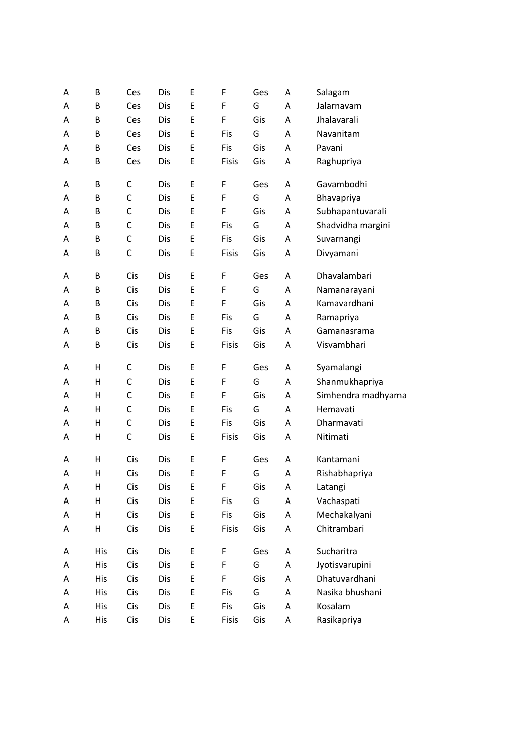| | | | | | | | | |
|---|---|---|---|---|---|---|---|---|
| A | B | Ces | Dis | E | F | Ges | A | Salagam |
| A | B | Ces | Dis | E | F | G | A | Jalarnavam |
| A | B | Ces | Dis | E | F | Gis | A | Jhalavarali |
| A | B | Ces | Dis | E | Fis | G | A | Navanitam |
| A | B | Ces | Dis | E | Fis | Gis | A | Pavani |
| A | B | Ces | Dis | E | Fisis | Gis | A | Raghupriya |
| | | | | | | | | |
| A | B | C | Dis | E | F | Ges | A | Gavambodhi |
| A | B | C | Dis | E | F | G | A | Bhavapriya |
| A | B | C | Dis | E | F | Gis | A | Subhapantuvarali |
| A | B | C | Dis | E | Fis | G | A | Shadvidha margini |
| A | B | C | Dis | E | Fis | Gis | A | Suvarnangi |
| A | B | C | Dis | E | Fisis | Gis | A | Divyamani |
| | | | | | | | | |
| A | B | Cis | Dis | E | F | Ges | A | Dhavalambari |
| A | B | Cis | Dis | E | F | G | A | Namanarayani |
| A | B | Cis | Dis | E | F | Gis | A | Kamavardhani |
| A | B | Cis | Dis | E | Fis | G | A | Ramapriya |
| A | B | Cis | Dis | E | Fis | Gis | A | Gamanasrama |
| A | B | Cis | Dis | E | Fisis | Gis | A | Visvambhari |
| | | | | | | | | |
| A | H | C | Dis | E | F | Ges | A | Syamalangi |
| A | H | C | Dis | E | F | G | A | Shanmukhapriya |
| A | H | C | Dis | E | F | Gis | A | Simhendra madhyama |
| A | H | C | Dis | E | Fis | G | A | Hemavati |
| A | H | C | Dis | E | Fis | Gis | A | Dharmavati |
| A | H | C | Dis | E | Fisis | Gis | A | Nitimati |
| | | | | | | | | |
| A | H | Cis | Dis | E | F | Ges | A | Kantamani |
| A | H | Cis | Dis | E | F | G | A | Rishabhapriya |
| A | H | Cis | Dis | E | F | Gis | A | Latangi |
| A | H | Cis | Dis | E | Fis | G | A | Vachaspati |
| A | H | Cis | Dis | E | Fis | Gis | A | Mechakalyani |
| A | H | Cis | Dis | E | Fisis | Gis | A | Chitrambari |
| | | | | | | | | |
| A | His | Cis | Dis | E | F | Ges | A | Sucharitra |
| A | His | Cis | Dis | E | F | G | A | Jyotisvarupini |
| A | His | Cis | Dis | E | F | Gis | A | Dhatuvardhani |
| A | His | Cis | Dis | E | Fis | G | A | Nasika bhushani |
| A | His | Cis | Dis | E | Fis | Gis | A | Kosalam |
| A | His | Cis | Dis | E | Fisis | Gis | A | Rasikapriya |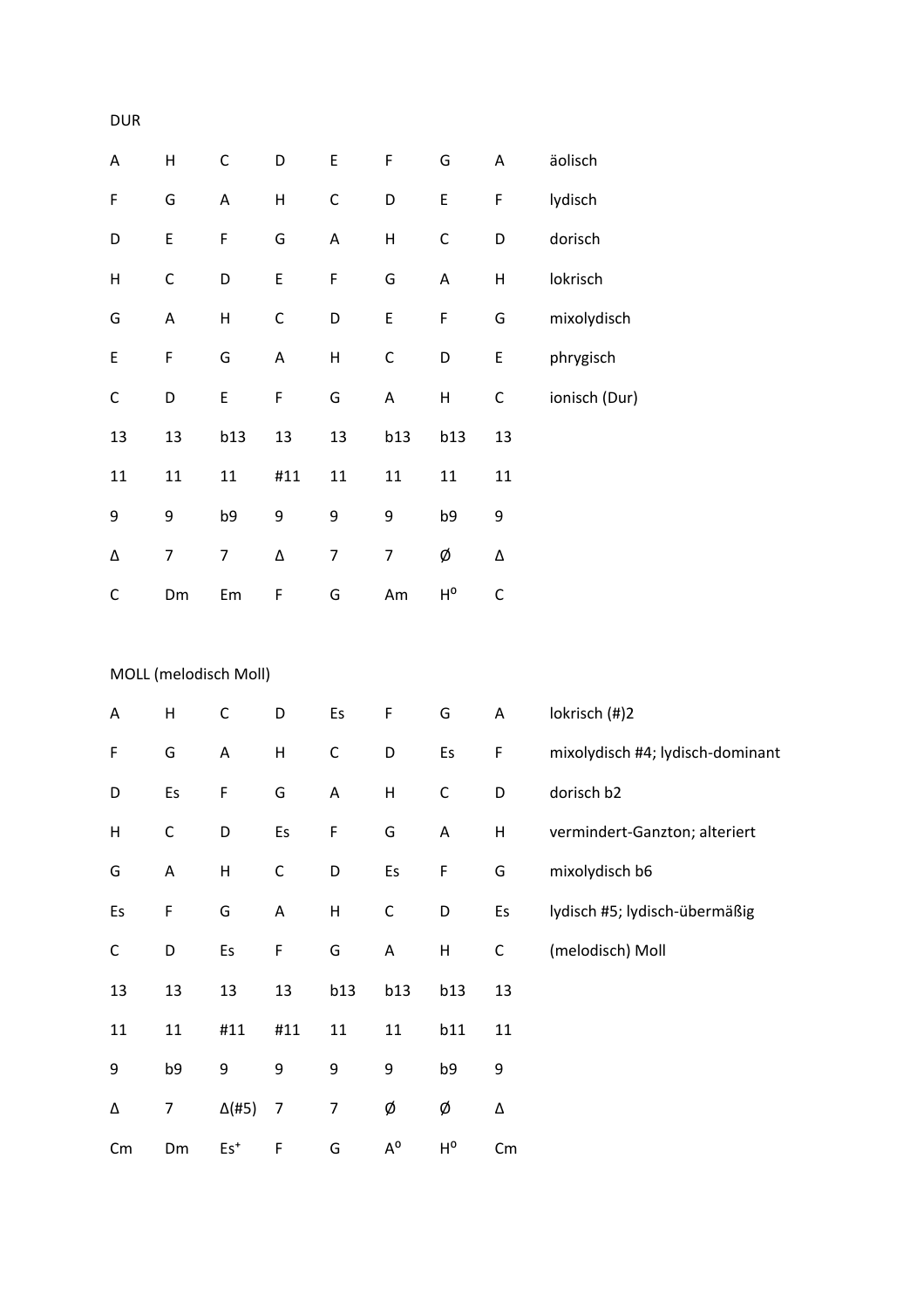DUR

| | | | | | | | | |
|---|---|---|---|---|---|---|---|---|
| A | H | C | D | E | F | G | A | äolisch |
| F | G | A | H | C | D | E | F | lydisch |
| D | E | F | G | A | H | C | D | dorisch |
| H | C | D | E | F | G | A | H | lokrisch |
| G | A | H | C | D | E | F | G | mixolydisch |
| E | F | G | A | H | C | D | E | phrygisch |
| C | D | E | F | G | A | H | C | ionisch (Dur) |
| 13 | 13 | b13 | 13 | 13 | b13 | b13 | 13 | |
| 11 | 11 | 11 | #11 | 11 | 11 | 11 | 11 | |
| 9 | 9 | b9 | 9 | 9 | 9 | b9 | 9 | |
| Δ | 7 | 7 | Δ | 7 | 7 | Ø | Δ | |
| C | Dm | Em | F | G | Am | H° | C | |

MOLL (melodisch Moll)

| | | | | | | | | |
|---|---|---|---|---|---|---|---|---|
| A | H | C | D | Es | F | G | A | lokrisch (#)2 |
| F | G | A | H | C | D | Es | F | mixolydisch #4; lydisch-dominant |
| D | Es | F | G | A | H | C | D | dorisch b2 |
| H | C | D | Es | F | G | A | H | vermindert-Ganzton; alteriert |
| G | A | H | C | D | Es | F | G | mixolydisch b6 |
| Es | F | G | A | H | C | D | Es | lydisch #5; lydisch-übermäßig |
| C | D | Es | F | G | A | H | C | (melodisch) Moll |
| 13 | 13 | 13 | 13 | b13 | b13 | b13 | 13 | |
| 11 | 11 | #11 | #11 | 11 | 11 | b11 | 11 | |
| 9 | b9 | 9 | 9 | 9 | 9 | b9 | 9 | |
| Δ | 7 | Δ(#5) | 7 | 7 | Ø | Ø | Δ | |
| Cm | Dm | Es⁺ | F | G | A° | H° | Cm | |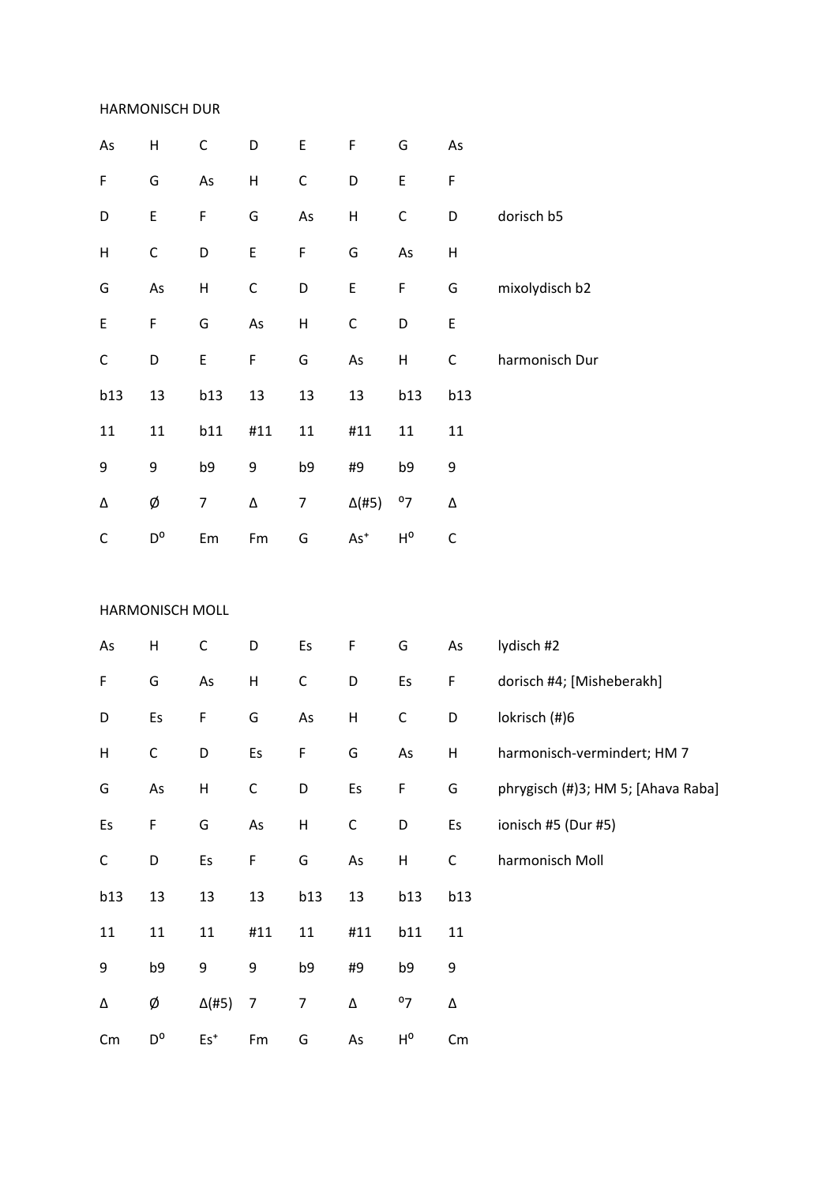HARMONISCH DUR

| | | | | | | | | |
|---|---|---|---|---|---|---|---|---|
| As | H | C | D | E | F | G | As | |
| F | G | As | H | C | D | E | F | |
| D | E | F | G | As | H | C | D | dorisch b5 |
| H | C | D | E | F | G | As | H | |
| G | As | H | C | D | E | F | G | mixolydisch b2 |
| E | F | G | As | H | C | D | E | |
| C | D | E | F | G | As | H | C | harmonisch Dur |
| b13 | 13 | b13 | 13 | 13 | 13 | b13 | b13 | |
| 11 | 11 | b11 | #11 | 11 | #11 | 11 | 11 | |
| 9 | 9 | b9 | 9 | b9 | #9 | b9 | 9 | |
| Δ | Ø | 7 | Δ | 7 | Δ(#5) | ᵒ7 | Δ | |
| C | Dᵒ | Em | Fm | G | As⁺ | Hᵒ | C | |

HARMONISCH MOLL

| | | | | | | | | |
|---|---|---|---|---|---|---|---|---|
| As | H | C | D | Es | F | G | As | lydisch #2 |
| F | G | As | H | C | D | Es | F | dorisch #4; [Misheberakh] |
| D | Es | F | G | As | H | C | D | lokrisch (#)6 |
| H | C | D | Es | F | G | As | H | harmonisch-vermindert; HM 7 |
| G | As | H | C | D | Es | F | G | phrygisch (#)3; HM 5; [Ahava Raba] |
| Es | F | G | As | H | C | D | Es | ionisch #5 (Dur #5) |
| C | D | Es | F | G | As | H | C | harmonisch Moll |
| b13 | 13 | 13 | 13 | b13 | 13 | b13 | b13 | |
| 11 | 11 | 11 | #11 | 11 | #11 | b11 | 11 | |
| 9 | b9 | 9 | 9 | b9 | #9 | b9 | 9 | |
| Δ | Ø | Δ(#5) | 7 | 7 | Δ | ᵒ7 | Δ | |
| Cm | Dᵒ | Es⁺ | Fm | G | As | Hᵒ | Cm | |